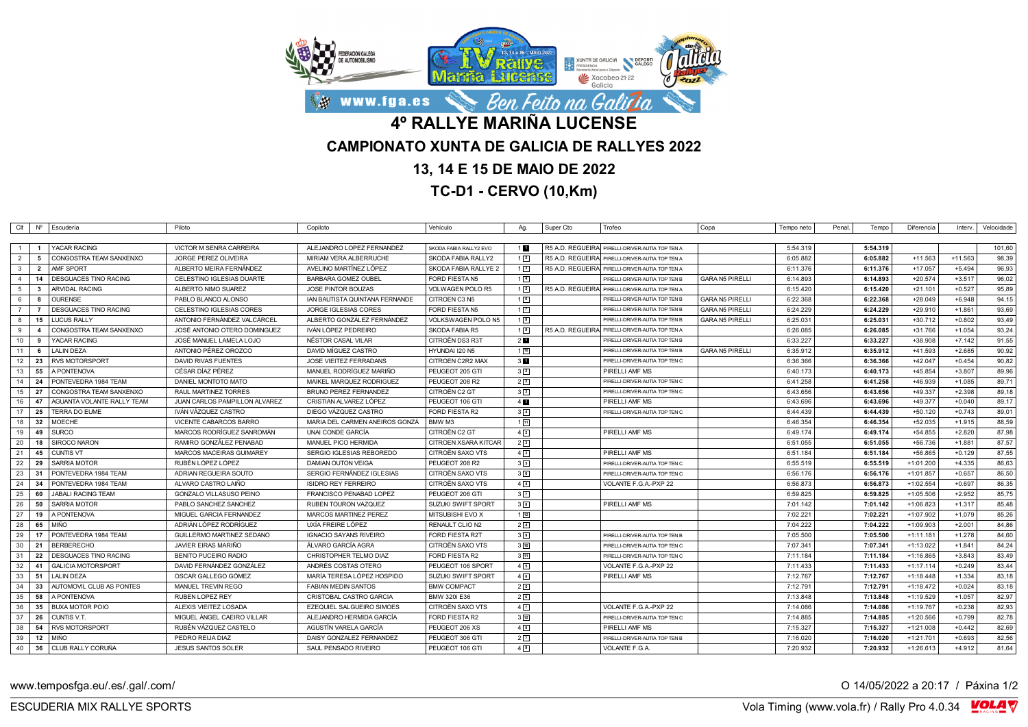# 4º RALLYE MARIÑA LUCENSE

## CAMPIONATO XUNTA DE GALICIA DE RALLYES 2022

## 13, 14 E 15 DE MAIO DE 2022

## TC-D1 - CERVO (10,Km)

| Clt | Nº | Escudería | Piloto | Copiloto | Vehículo | Ag. | Super Cto | Trofeo | Copa | Tempo neto | Penal. | Tempo | Diferencia | Interv. | Velocidade |
|---|---|---|---|---|---|---|---|---|---|---|---|---|---|---|---|
| 1 | 1 | YACAR RACING | VICTOR M SENRA CARREIRA | ALEJANDRO LOPEZ FERNANDEZ | SKODA FABIA RALLY2 EVO | 1 1 | R5 A.D. REGUEIRA | PIRELLI-DRIVER-AUTIA TOP TEN A | | 5:54.319 | | 5:54.319 | | | 101,60 |
| 2 | 5 | CONGOSTRA TEAM SANXENXO | JORGE PEREZ OLIVEIRA | MIRIAM VERA ALBERRUCHE | SKODA FABIA RALLY2 | 1 2 | R5 A.D. REGUEIRA | PIRELLI-DRIVER-AUTIA TOP TEN A | | 6:05.882 | | 6:05.882 | +11.563 | +11.563 | 98,39 |
| 3 | 2 | AMF SPORT | ALBERTO MEIRA FERNÁNDEZ | AVELINO MARTÍNEZ LÓPEZ | SKODA FABIA RALLYE 2 | 1 3 | R5 A.D. REGUEIRA | PIRELLI-DRIVER-AUTIA TOP TEN A | | 6:11.376 | | 6:11.376 | +17.057 | +5.494 | 96,93 |
| 4 | 14 | DESGUACES TINO RACING | CELESTINO IGLESIAS DUARTE | BARBARA GOMEZ OUBEL | FORD FIESTA N5 | 1 4 | | PIRELLI-DRIVER-AUTIA TOP TEN B | GARA N5 PIRELLI | 6:14.893 | | 6:14.893 | +20.574 | +3.517 | 96,02 |
| 5 | 3 | ARVIDAL RACING | ALBERTO NIMO SUAREZ | JOSE PINTOR BOUZAS | VOLWAGEN POLO R5 | 1 5 | R5 A.D. REGUEIRA | PIRELLI-DRIVER-AUTIA TOP TEN A | | 6:15.420 | | 6:15.420 | +21.101 | +0.527 | 95,89 |
| 6 | 8 | OURENSE | PABLO BLANCO ALONSO | IAN BAUTISTA QUINTANA FERNANDE | CITROEN C3 N5 | 1 6 | | PIRELLI-DRIVER-AUTIA TOP TEN B | GARA N5 PIRELLI | 6:22.368 | | 6:22.368 | +28.049 | +6.948 | 94,15 |
| 7 | 7 | DESGUACES TINO RACING | CELESTINO IGLESIAS CORES | JORGE IGLESIAS CORES | FORD FIESTA N5 | 1 7 | | PIRELLI-DRIVER-AUTIA TOP TEN B | GARA N5 PIRELLI | 6:24.229 | | 6:24.229 | +29.910 | +1.861 | 93,69 |
| 8 | 15 | LUCUS RALLY | ANTONIO FERNÁNDEZ VALCÁRCEL | ALBERTO GONZÁLEZ FERNÁNDEZ | VOLKSWAGEN POLO N5 | 1 8 | | PIRELLI-DRIVER-AUTIA TOP TEN B | GARA N5 PIRELLI | 6:25.031 | | 6:25.031 | +30.712 | +0.802 | 93,49 |
| 9 | 4 | CONGOSTRA TEAM SANXENXO | JOSÉ ANTONIO OTERO DOMINGUEZ | IVÁN LÓPEZ PEDREIRO | SKODA FABIA R5 | 1 9 | R5 A.D. REGUEIRA | PIRELLI-DRIVER-AUTIA TOP TEN A | | 6:26.085 | | 6:26.085 | +31.766 | +1.054 | 93,24 |
| 10 | 9 | YACAR RACING | JOSÉ MANUEL LAMELA LOJO | NÉSTOR CASAL VILAR | CITROËN DS3 R3T | 2 1 | | PIRELLI-DRIVER-AUTIA TOP TEN B | | 6:33.227 | | 6:33.227 | +38.908 | +7.142 | 91,55 |
| 11 | 6 | LALIN DEZA | ANTONIO PÉREZ OROZCO | DAVID MÍGUEZ CASTRO | HYUNDAI I20 N5 | 1 10 | | PIRELLI-DRIVER-AUTIA TOP TEN B | GARA N5 PIRELLI | 6:35.912 | | 6:35.912 | +41.593 | +2.685 | 90,92 |
| 12 | 23 | RVS MOTORSPORT | DAVID RIVAS FUENTES | JOSE VIEITEZ FERRADANS | CITROEN C2R2 MAX | 3 1 | | PIRELLI-DRIVER-AUTIA TOP TEN C | | 6:36.366 | | 6:36.366 | +42.047 | +0.454 | 90,82 |
| 13 | 55 | A PONTENOVA | CÉSAR DÍAZ PÉREZ | MANUEL RODRÍGUEZ MARIÑO | PEUGEOT 205 GTI | 3 2 | | PIRELLI AMF MS | | 6:40.173 | | 6:40.173 | +45.854 | +3.807 | 89,96 |
| 14 | 24 | PONTEVEDRA 1984 TEAM | DANIEL MONTOTO MATO | MAIKEL MARQUEZ RODRIGUEZ | PEUGEOT 208 R2 | 2 2 | | PIRELLI-DRIVER-AUTIA TOP TEN C | | 6:41.258 | | 6:41.258 | +46.939 | +1.085 | 89,71 |
| 15 | 27 | CONGOSTRA TEAM SANXENXO | RAUL MARTINEZ TORRES | BRUNO PEREZ FERNANDEZ | CITROËN C2 GT | 3 3 | | PIRELLI-DRIVER-AUTIA TOP TEN C | | 6:43.656 | | 6:43.656 | +49.337 | +2.398 | 89,18 |
| 16 | 47 | AGUANTA VOLANTE RALLY TEAM | JUAN CARLOS PAMPILLON ALVAREZ | CRISTIAN ALVAREZ LÓPEZ | PEUGEOT 106 GTI | 4 1 | | PIRELLI AMF MS | | 6:43.696 | | 6:43.696 | +49.377 | +0.040 | 89,17 |
| 17 | 25 | TERRA DO EUME | IVÁN VÁZQUEZ CASTRO | DIEGO VÁZQUEZ CASTRO | FORD FIESTA R2 | 3 4 | | PIRELLI-DRIVER-AUTIA TOP TEN C | | 6:44.439 | | 6:44.439 | +50.120 | +0.743 | 89,01 |
| 18 | 32 | MOECHE | VICENTE CABARCOS BARRO | MARIA DEL CARMEN ANEIROS GONZÁ | BMW M3 | 1 11 | | | | 6:46.354 | | 6:46.354 | +52.035 | +1.915 | 88,59 |
| 19 | 49 | SURCO | MARCOS RODRÍGUEZ SANROMÁN | UNAI CONDE GARCÍA | CITROËN C2 GT | 4 2 | | PIRELLI AMF MS | | 6:49.174 | | 6:49.174 | +54.855 | +2.820 | 87,98 |
| 20 | 18 | SIROCO NARON | RAMIRO GONZÁLEZ PENABAD | MANUEL PICO HERMIDA | CITROEN XSARA KITCAR | 2 3 | | | | 6:51.055 | | 6:51.055 | +56.736 | +1.881 | 87,57 |
| 21 | 45 | CUNTIS VT | MARCOS MACEIRAS GUIMAREY | SERGIO IGLESIAS REBOREDO | CITROËN SAXO VTS | 4 3 | | PIRELLI AMF MS | | 6:51.184 | | 6:51.184 | +56.865 | +0.129 | 87,55 |
| 22 | 29 | SARRIA MOTOR | RUBÉN LÓPEZ LÓPEZ | DAMIAN OUTON VEIGA | PEUGEOT 208 R2 | 3 5 | | PIRELLI-DRIVER-AUTIA TOP TEN C | | 6:55.519 | | 6:55.519 | +1:01.200 | +4.335 | 86,63 |
| 23 | 31 | PONTEVEDRA 1984 TEAM | ADRIAN REGUEIRA SOUTO | SERGIO FERNÁNDEZ IGLESIAS | CITROËN SAXO VTS | 3 6 | | PIRELLI-DRIVER-AUTIA TOP TEN C | | 6:56.176 | | 6:56.176 | +1:01.857 | +0.657 | 86,50 |
| 24 | 34 | PONTEVEDRA 1984 TEAM | ALVARO CASTRO LAIÑO | ISIDRO REY FERREIRO | CITROËN SAXO VTS | 4 4 | | VOLANTE F.G.A.-PXP 22 | | 6:56.873 | | 6:56.873 | +1:02.554 | +0.697 | 86,35 |
| 25 | 60 | JABALI RACING TEAM | GONZALO VILLASUSO PEINO | FRANCISCO PENABAD LOPEZ | PEUGEOT 206 GTI | 3 7 | | | | 6:59.825 | | 6:59.825 | +1:05.506 | +2.952 | 85,75 |
| 26 | 50 | SARRIA MOTOR | PABLO SANCHEZ SANCHEZ | RUBEN TOURON VAZQUEZ | SUZUKI SWIFT SPORT | 3 8 | | PIRELLI AMF MS | | 7:01.142 | | 7:01.142 | +1:06.823 | +1.317 | 85,48 |
| 27 | 19 | A PONTENOVA | MIGUEL GARCIA FERNANDEZ | MARCOS MARTINEZ PEREZ | MITSUBISHI EVO X | 1 12 | | | | 7:02.221 | | 7:02.221 | +1:07.902 | +1.079 | 85,26 |
| 28 | 65 | MIÑO | ADRIÁN LÓPEZ RODRÍGUEZ | UXÍA FREIRE LÓPEZ | RENAULT CLIO N2 | 2 4 | | | | 7:04.222 | | 7:04.222 | +1:09.903 | +2.001 | 84,86 |
| 29 | 17 | PONTEVEDRA 1984 TEAM | GUILLERMO MARTINEZ SEDANO | IGNACIO SAYANS RIVEIRO | FORD FIESTA R2T | 3 9 | | PIRELLI-DRIVER-AUTIA TOP TEN B | | 7:05.500 | | 7:05.500 | +1:11.181 | +1.278 | 84,60 |
| 30 | 21 | BERBERECHO | JAVIER EIRAS MARIÑO | ÁLVARO GARCÍA AGRA | CITROËN SAXO VTS | 3 10 | | PIRELLI-DRIVER-AUTIA TOP TEN C | | 7:07.341 | | 7:07.341 | +1:13.022 | +1.841 | 84,24 |
| 31 | 22 | DESGUACES TINO RACING | BENITO PUCEIRO RADIO | CHRISTOPHER TELMO DIAZ | FORD FIESTA R2 | 3 11 | | PIRELLI-DRIVER-AUTIA TOP TEN C | | 7:11.184 | | 7:11.184 | +1:16.865 | +3.843 | 83,49 |
| 32 | 41 | GALICIA MOTORSPORT | DAVID FERNÁNDEZ GONZÁLEZ | ANDRÉS COSTAS OTERO | PEUGEOT 106 SPORT | 4 5 | | VOLANTE F.G.A.-PXP 22 | | 7:11.433 | | 7:11.433 | +1:17.114 | +0.249 | 83,44 |
| 33 | 51 | LALIN DEZA | OSCAR GALLEGO GÓMEZ | MARÍA TERESA LÓPEZ HOSPIDO | SUZUKI SWIFT SPORT | 4 6 | | PIRELLI AMF MS | | 7:12.767 | | 7:12.767 | +1:18.448 | +1.334 | 83,18 |
| 34 | 33 | AUTOMOVIL CLUB AS PONTES | MANUEL TREVIN REGO | FABIAN MEDIN SANTOS | BMW COMPACT | 2 5 | | | | 7:12.791 | | 7:12.791 | +1:18.472 | +0.024 | 83,18 |
| 35 | 58 | A PONTENOVA | RUBEN LOPEZ REY | CRISTOBAL CASTRO GARCIA | BMW 320i E36 | 2 6 | | | | 7:13.848 | | 7:13.848 | +1:19.529 | +1.057 | 82,97 |
| 36 | 35 | BUXA MOTOR POIO | ALEXIS VIEITEZ LOSADA | EZEQUIEL SALGUEIRO SIMOES | CITROËN SAXO VTS | 4 7 | | VOLANTE F.G.A.-PXP 22 | | 7:14.086 | | 7:14.086 | +1:19.767 | +0.238 | 82,93 |
| 37 | 26 | CUNTIS V.T. | MIGUEL ÁNGEL CAEIRO VILLAR | ALEJANDRO HERMIDA GARCÍA | FORD FIESTA R2 | 3 12 | | PIRELLI-DRIVER-AUTIA TOP TEN C | | 7:14.885 | | 7:14.885 | +1:20.566 | +0.799 | 82,78 |
| 38 | 54 | RVS MOTORSPORT | RUBÉN VÁZQUEZ CASTELO | AGUSTÍN VARELA GARCÍA | PEUGEOT 206 XS | 4 8 | | PIRELLI AMF MS | | 7:15.327 | | 7:15.327 | +1:21.008 | +0.442 | 82,69 |
| 39 | 12 | MIÑO | PEDRO REIJA DIAZ | DAISY GONZALEZ FERNANDEZ | PEUGEOT 306 GTI | 2 7 | | PIRELLI-DRIVER-AUTIA TOP TEN B | | 7:16.020 | | 7:16.020 | +1:21.701 | +0.693 | 82,56 |
| 40 | 36 | CLUB RALLY CORUÑA | JESUS SANTOS SOLER | SAUL PENSADO RIVEIRO | PEUGEOT 106 GTI | 4 9 | | VOLANTE F.G.A. | | 7:20.932 | | 7:20.932 | +1:26.613 | +4.912 | 81,64 |

www.temposfga.eu/.es/.gal/.com/

O 14/05/2022 a 20:17 / Páxina 1/2

ESCUDERIA MIX RALLYE SPORTS

Vola Timing (www.vola.fr) / Rally Pro 4.0.34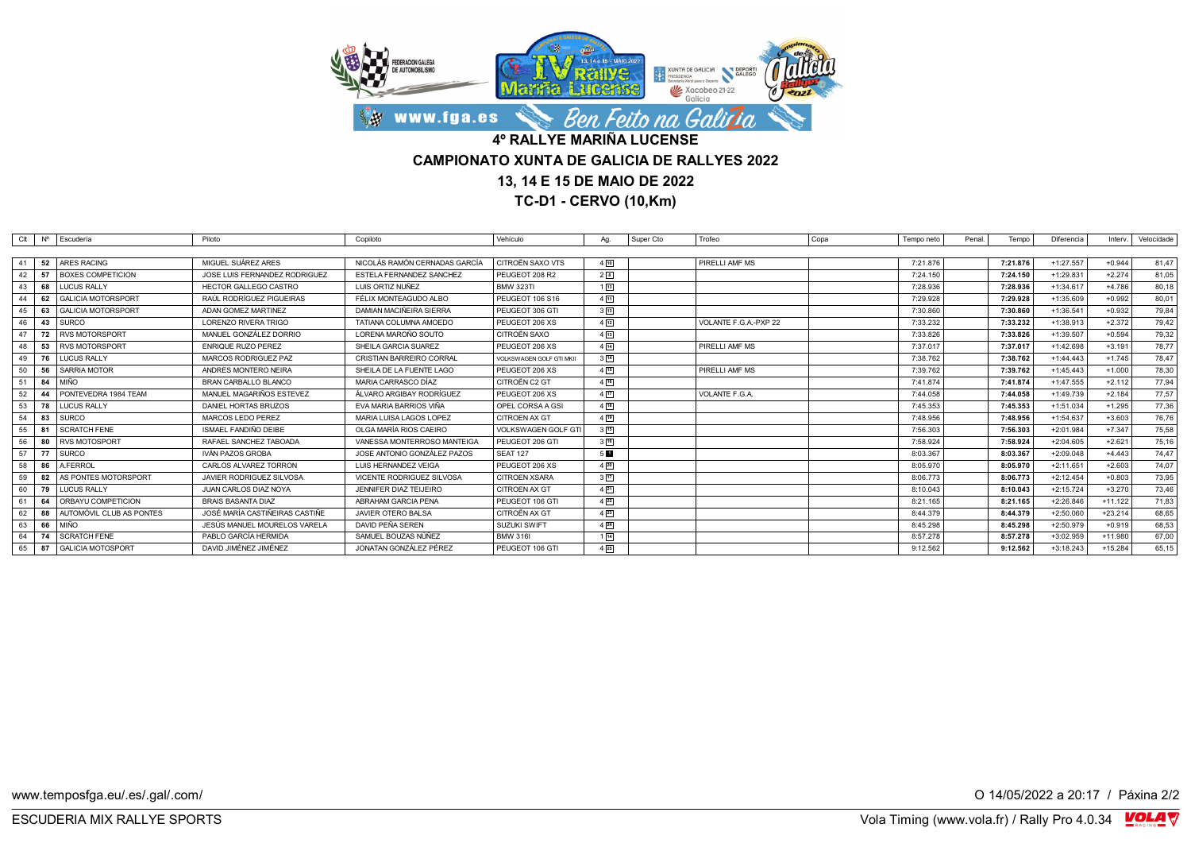## 4º RALLYE MARIÑA LUCENSE

## CAMPIONATO XUNTA DE GALICIA DE RALLYES 2022

## 13, 14 E 15 DE MAIO DE 2022

## TC-D1 - CERVO (10,Km)

| Clt | Nº | Escudería | Piloto | Copiloto | Vehículo | Ag. | Super Cto | Trofeo | Copa | Tempo neto | Penal. | Tempo | Diferencia | Interv. | Velocidade |
|---|---|---|---|---|---|---|---|---|---|---|---|---|---|---|---|
| 41 | 52 | ARES RACING | MIGUEL SUÁREZ ARES | NICOLÁS RAMÓN CERNADAS GARCÍA | CITROËN SAXO VTS | 4 10 | | PIRELLI AMF MS | | 7:21.876 | | 7:21.876 | +1:27.557 | +0.944 | 81,47 |
| 42 | 57 | BOXES COMPETICION | JOSE LUIS FERNANDEZ RODRIGUEZ | ESTELA FERNANDEZ SANCHEZ | PEUGEOT 208 R2 | 2 8 | | | | 7:24.150 | | 7:24.150 | +1:29.831 | +2.274 | 81,05 |
| 43 | 68 | LUCUS RALLY | HECTOR GALLEGO CASTRO | LUIS ORTIZ NUÑEZ | BMW 323TI | 1 13 | | | | 7:28.936 | | 7:28.936 | +1:34.617 | +4.786 | 80,18 |
| 44 | 62 | GALICIA MOTORSPORT | RAÚL RODRÍGUEZ PIGUEIRAS | FÉLIX MONTEAGUDO ALBO | PEUGEOT 106 S16 | 4 11 | | | | 7:29.928 | | 7:29.928 | +1:35.609 | +0.992 | 80,01 |
| 45 | 63 | GALICIA MOTORSPORT | ADAN GOMEZ MARTINEZ | DAMIAN MACIÑEIRA SIERRA | PEUGEOT 306 GTI | 3 13 | | | | 7:30.860 | | 7:30.860 | +1:36.541 | +0.932 | 79,84 |
| 46 | 43 | SURCO | LORENZO RIVERA TRIGO | TATIANA COLUMNA AMOEDO | PEUGEOT 206 XS | 4 12 | | VOLANTE F.G.A.-PXP 22 | | 7:33.232 | | 7:33.232 | +1:38.913 | +2.372 | 79,42 |
| 47 | 72 | RVS MOTORSPORT | MANUEL GONZÁLEZ DORRIO | LORENA MAROÑO SOUTO | CITROËN SAXO | 4 13 | | | | 7:33.826 | | 7:33.826 | +1:39.507 | +0.594 | 79,32 |
| 48 | 53 | RVS MOTORSPORT | ENRIQUE RUZO PEREZ | SHEILA GARCIA SUAREZ | PEUGEOT 206 XS | 4 14 | | PIRELLI AMF MS | | 7:37.017 | | 7:37.017 | +1:42.698 | +3.191 | 78,77 |
| 49 | 76 | LUCUS RALLY | MARCOS RODRIGUEZ PAZ | CRISTIAN BARREIRO CORRAL | VOLKSWAGEN GOLF GTI MKII | 3 14 | | | | 7:38.762 | | 7:38.762 | +1:44.443 | +1.745 | 78,47 |
| 50 | 56 | SARRIA MOTOR | ANDRES MONTERO NEIRA | SHEILA DE LA FUENTE LAGO | PEUGEOT 206 XS | 4 15 | | PIRELLI AMF MS | | 7:39.762 | | 7:39.762 | +1:45.443 | +1.000 | 78,30 |
| 51 | 84 | MIÑO | BRAN CARBALLO BLANCO | MARIA CARRASCO DÍAZ | CITROËN C2 GT | 4 16 | | | | 7:41.874 | | 7:41.874 | +1:47.555 | +2.112 | 77,94 |
| 52 | 44 | PONTEVEDRA 1984 TEAM | MANUEL MAGARIÑOS ESTEVEZ | ÁLVARO ARGIBAY RODRÍGUEZ | PEUGEOT 206 XS | 4 17 | | VOLANTE F.G.A. | | 7:44.058 | | 7:44.058 | +1:49.739 | +2.184 | 77,57 |
| 53 | 78 | LUCUS RALLY | DANIEL HORTAS BRUZOS | EVA MARIA BARRIOS VIÑA | OPEL CORSA A GSI | 4 18 | | | | 7:45.353 | | 7:45.353 | +1:51.034 | +1.295 | 77,36 |
| 54 | 83 | SURCO | MARCOS LEDO PEREZ | MARIA LUISA LAGOS LOPEZ | CITROEN AX GT | 4 19 | | | | 7:48.956 | | 7:48.956 | +1:54.637 | +3.603 | 76,76 |
| 55 | 81 | SCRATCH FENE | ISMAEL FANDIÑO DEIBE | OLGA MARÍA RIOS CAEIRO | VOLKSWAGEN GOLF GTI | 3 15 | | | | 7:56.303 | | 7:56.303 | +2:01.984 | +7.347 | 75,58 |
| 56 | 80 | RVS MOTOSPORT | RAFAEL SANCHEZ TABOADA | VANESSA MONTERROSO MANTEIGA | PEUGEOT 206 GTI | 3 16 | | | | 7:58.924 | | 7:58.924 | +2:04.605 | +2.621 | 75,16 |
| 57 | 77 | SURCO | IVÁN PAZOS GROBA | JOSE ANTONIO GONZÁLEZ PAZOS | SEAT 127 | 5 1 | | | | 8:03.367 | | 8:03.367 | +2:09.048 | +4.443 | 74,47 |
| 58 | 86 | A FERROL | CARLOS ALVAREZ TORRON | LUIS HERNANDEZ VEIGA | PEUGEOT 206 XS | 4 20 | | | | 8:05.970 | | 8:05.970 | +2:11.651 | +2.603 | 74,07 |
| 59 | 82 | AS PONTES MOTORSPORT | JAVIER RODRIGUEZ SILVOSA | VICENTE RODRIGUEZ SILVOSA | CITROEN XSARA | 3 17 | | | | 8:06.773 | | 8:06.773 | +2:12.454 | +0.803 | 73,95 |
| 60 | 79 | LUCUS RALLY | JUAN CARLOS DIAZ NOYA | JENNIFER DIAZ TEIJEIRO | CITROEN AX GT | 4 21 | | | | 8:10.043 | | 8:10.043 | +2:15.724 | +3.270 | 73,46 |
| 61 | 64 | ORBAYU COMPETICION | BRAIS BASANTA DIAZ | ABRAHAM GARCIA PENA | PEUGEOT 106 GTI | 4 22 | | | | 8:21.165 | | 8:21.165 | +2:26.846 | +11.122 | 71,83 |
| 62 | 88 | AUTOMÓVIL CLUB AS PONTES | JOSÉ MARÍA CASTIÑEIRAS CASTIÑE | JAVIER OTERO BALSA | CITROËN AX GT | 4 23 | | | | 8:44.379 | | 8:44.379 | +2:50.060 | +23.214 | 68,65 |
| 63 | 66 | MIÑO | JESÚS MANUEL MOURELOS VARELA | DAVID PEÑA SEREN | SUZUKI SWIFT | 4 24 | | | | 8:45.298 | | 8:45.298 | +2:50.979 | +0.919 | 68,53 |
| 64 | 74 | SCRATCH FENE | PABLO GARCÍA HERMIDA | SAMUEL BOUZAS NÚÑEZ | BMW 316I | 1 14 | | | | 8:57.278 | | 8:57.278 | +3:02.959 | +11.980 | 67,00 |
| 65 | 87 | GALICIA MOTOSPORT | DAVID JIMÉNEZ JIMÉNEZ | JONATAN GONZÁLEZ PÉREZ | PEUGEOT 106 GTI | 4 25 | | | | 9:12.562 | | 9:12.562 | +3:18.243 | +15.284 | 65,15 |

www.temposfga.eu/.es/.gal/.com/

O 14/05/2022 a 20:17

ESCUDERIA MIX RALLYE SPORTS

Vola Timing (www.vola.fr) / Rally Pro 4.0.34